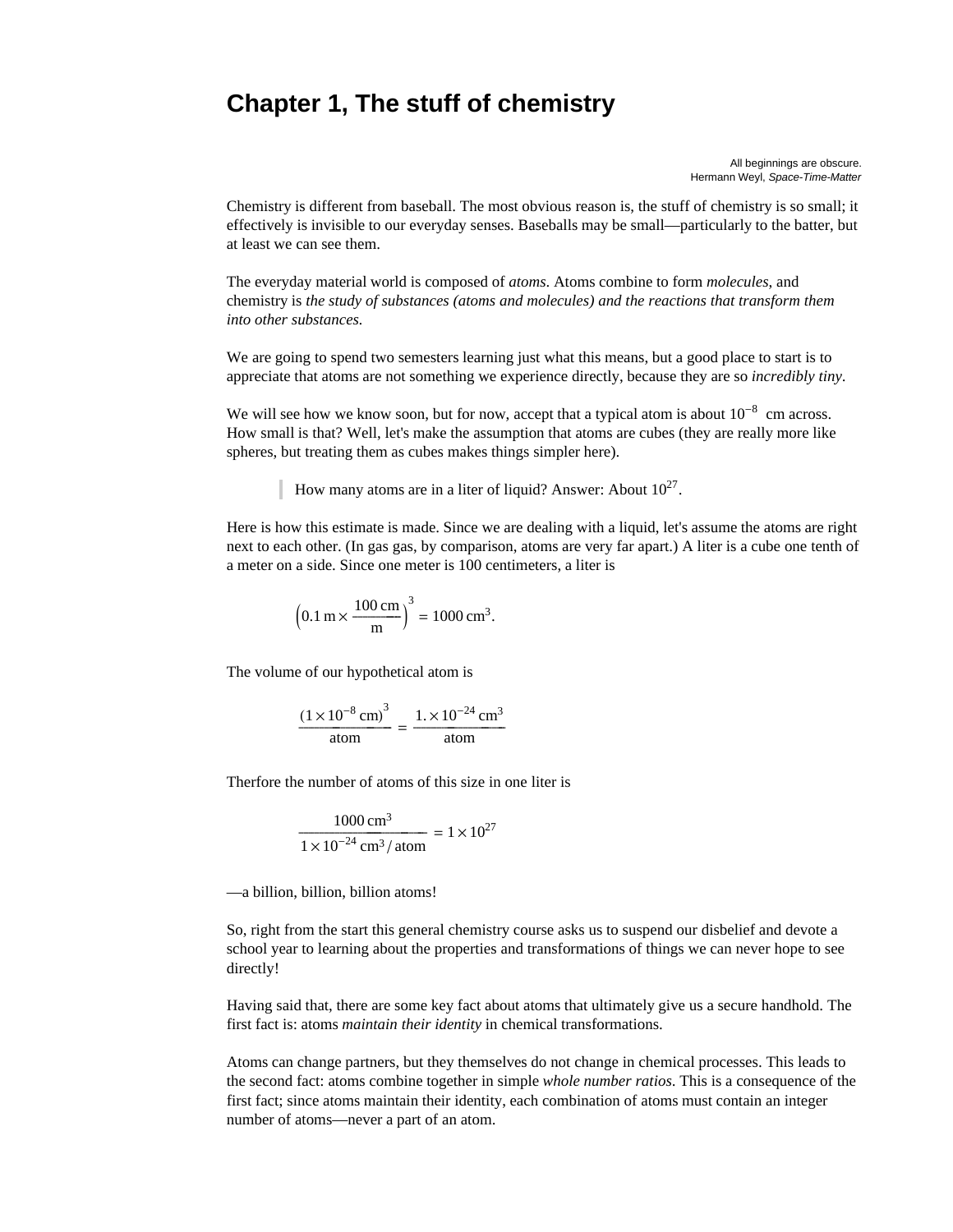# Chapter 1, The stuff of chemistry

All beginnings are obscure.
Hermann Weyl, *Space-Time-Matter*

Chemistry is different from baseball. The most obvious reason is, the stuff of chemistry is so small; it effectively is invisible to our everyday senses. Baseballs may be small—particularly to the batter, but at least we can see them.

The everyday material world is composed of *atoms*. Atoms combine to form *molecules*, and chemistry is *the study of substances (atoms and molecules) and the reactions that transform them into other substances.*

We are going to spend two semesters learning just what this means, but a good place to start is to appreciate that atoms are not something we experience directly, because they are so *incredibly tiny*.

We will see how we know soon, but for now, accept that a typical atom is about $10^{-8}$ cm across. How small is that? Well, let's make the assumption that atoms are cubes (they are really more like spheres, but treating them as cubes makes things simpler here).

> How many atoms are in a liter of liquid? Answer: About $10^{27}$.

Here is how this estimate is made. Since we are dealing with a liquid, let's assume the atoms are right next to each other. (In gas gas, by comparison, atoms are very far apart.) A liter is a cube one tenth of a meter on a side. Since one meter is 100 centimeters, a liter is

$$\left(0.1\,\text{m} \times \frac{100\,\text{cm}}{\text{m}}\right)^3 = 1000\,\text{cm}^3.$$

The volume of our hypothetical atom is

$$\frac{(1 \times 10^{-8}\,\text{cm})^3}{\text{atom}} = \frac{1. \times 10^{-24}\,\text{cm}^3}{\text{atom}}$$

Therfore the number of atoms of this size in one liter is

$$\frac{1000\,\text{cm}^3}{1 \times 10^{-24}\,\text{cm}^3\,/\,\text{atom}} = 1 \times 10^{27}$$

—a billion, billion, billion atoms!

So, right from the start this general chemistry course asks us to suspend our disbelief and devote a school year to learning about the properties and transformations of things we can never hope to see directly!

Having said that, there are some key fact about atoms that ultimately give us a secure handhold. The first fact is: atoms *maintain their identity* in chemical transformations.

Atoms can change partners, but they themselves do not change in chemical processes. This leads to the second fact: atoms combine together in simple *whole number ratios*. This is a consequence of the first fact; since atoms maintain their identity, each combination of atoms must contain an integer number of atoms—never a part of an atom.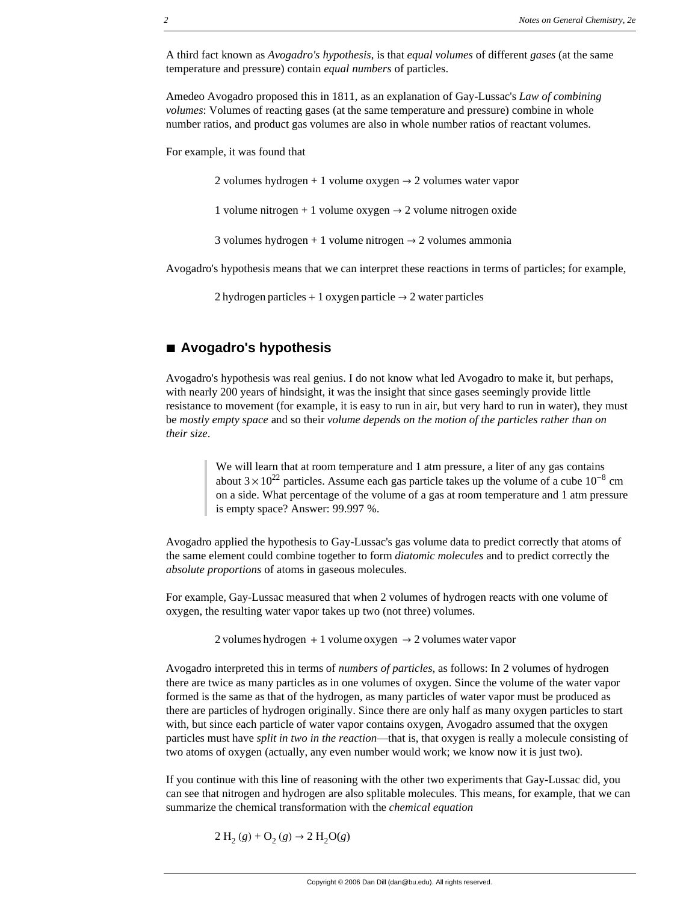A third fact known as *Avogadro's hypothesis*, is that *equal volumes* of different *gases* (at the same temperature and pressure) contain *equal numbers* of particles.

Amedeo Avogadro proposed this in 1811, as an explanation of Gay-Lussac's *Law of combining volumes*: Volumes of reacting gases (at the same temperature and pressure) combine in whole number ratios, and product gas volumes are also in whole number ratios of reactant volumes.

For example, it was found that

2 volumes hydrogen + 1 volume oxygen → 2 volumes water vapor

1 volume nitrogen + 1 volume oxygen → 2 volume nitrogen oxide

3 volumes hydrogen + 1 volume nitrogen → 2 volumes ammonia

Avogadro's hypothesis means that we can interpret these reactions in terms of particles; for example,

2 hydrogen particles + 1 oxygen particle → 2 water particles

## ■ Avogadro's hypothesis

Avogadro's hypothesis was real genius. I do not know what led Avogadro to make it, but perhaps, with nearly 200 years of hindsight, it was the insight that since gases seemingly provide little resistance to movement (for example, it is easy to run in air, but very hard to run in water), they must be *mostly empty space* and so their *volume depends on the motion of the particles rather than on their size*.

> We will learn that at room temperature and 1 atm pressure, a liter of any gas contains about $3 \times 10^{22}$ particles. Assume each gas particle takes up the volume of a cube $10^{-8}$ cm on a side. What percentage of the volume of a gas at room temperature and 1 atm pressure is empty space? Answer: 99.997 %.

Avogadro applied the hypothesis to Gay-Lussac's gas volume data to predict correctly that atoms of the same element could combine together to form *diatomic molecules* and to predict correctly the *absolute proportions* of atoms in gaseous molecules.

For example, Gay-Lussac measured that when 2 volumes of hydrogen reacts with one volume of oxygen, the resulting water vapor takes up two (not three) volumes.

2 volumes hydrogen + 1 volume oxygen → 2 volumes water vapor

Avogadro interpreted this in terms of *numbers of particles*, as follows: In 2 volumes of hydrogen there are twice as many particles as in one volumes of oxygen. Since the volume of the water vapor formed is the same as that of the hydrogen, as many particles of water vapor must be produced as there are particles of hydrogen originally. Since there are only half as many oxygen particles to start with, but since each particle of water vapor contains oxygen, Avogadro assumed that the oxygen particles must have *split in two in the reaction*—that is, that oxygen is really a molecule consisting of two atoms of oxygen (actually, any even number would work; we know now it is just two).

If you continue with this line of reasoning with the other two experiments that Gay-Lussac did, you can see that nitrogen and hydrogen are also splitable molecules. This means, for example, that we can summarize the chemical transformation with the *chemical equation*

$$2\ H_2\ (g) + O_2\ (g) \rightarrow 2\ H_2O(g)$$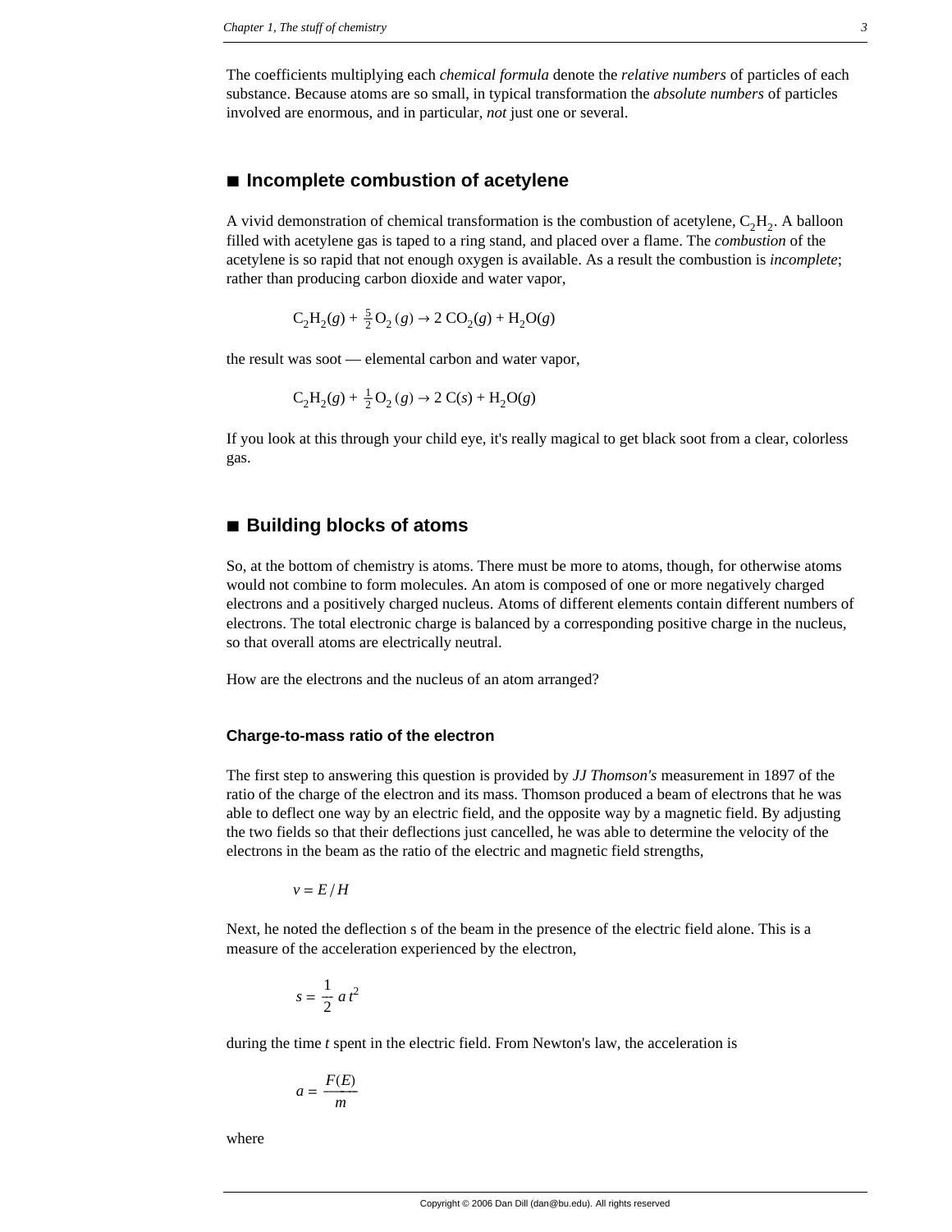The coefficients multiplying each *chemical formula* denote the *relative numbers* of particles of each substance. Because atoms are so small, in typical transformation the *absolute numbers* of particles involved are enormous, and in particular, *not* just one or several.

## ■ Incomplete combustion of acetylene

A vivid demonstration of chemical transformation is the combustion of acetylene, $C_2H_2$. A balloon filled with acetylene gas is taped to a ring stand, and placed over a flame. The *combustion* of the acetylene is so rapid that not enough oxygen is available. As a result the combustion is *incomplete*; rather than producing carbon dioxide and water vapor,

$$C_2H_2(g) + \frac{5}{2} O_2(g) \rightarrow 2\, CO_2(g) + H_2O(g)$$

the result was soot — elemental carbon and water vapor,

$$C_2H_2(g) + \frac{1}{2} O_2(g) \rightarrow 2\, C(s) + H_2O(g)$$

If you look at this through your child eye, it's really magical to get black soot from a clear, colorless gas.

## ■ Building blocks of atoms

So, at the bottom of chemistry is atoms. There must be more to atoms, though, for otherwise atoms would not combine to form molecules. An atom is composed of one or more negatively charged electrons and a positively charged nucleus. Atoms of different elements contain different numbers of electrons. The total electronic charge is balanced by a corresponding positive charge in the nucleus, so that overall atoms are electrically neutral.

How are the electrons and the nucleus of an atom arranged?

### Charge-to-mass ratio of the electron

The first step to answering this question is provided by *JJ Thomson's* measurement in 1897 of the ratio of the charge of the electron and its mass. Thomson produced a beam of electrons that he was able to deflect one way by an electric field, and the opposite way by a magnetic field. By adjusting the two fields so that their deflections just cancelled, he was able to determine the velocity of the electrons in the beam as the ratio of the electric and magnetic field strengths,

$$v = E / H$$

Next, he noted the deflection s of the beam in the presence of the electric field alone. This is a measure of the acceleration experienced by the electron,

$$s = \frac{1}{2} a t^2$$

during the time $t$ spent in the electric field. From Newton's law, the acceleration is

$$a = \frac{F(E)}{m}$$

where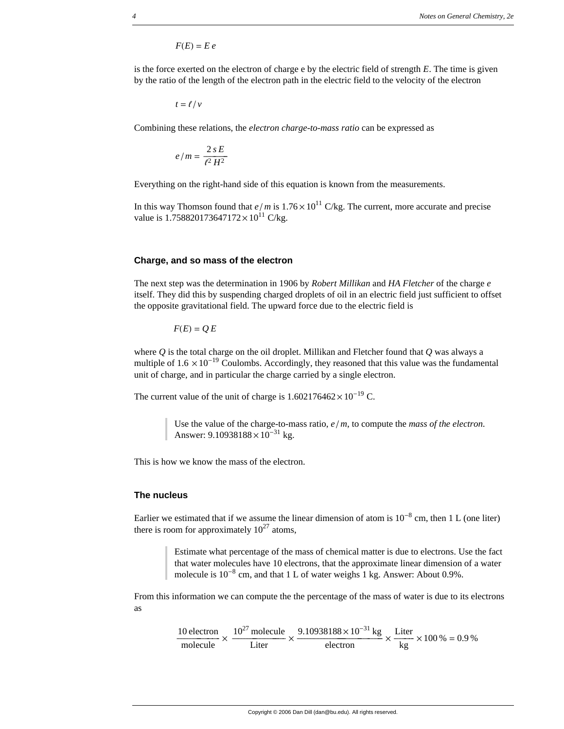$$F(E) = E\, e$$

is the force exerted on the electron of charge e by the electric field of strength $E$. The time is given by the ratio of the length of the electron path in the electric field to the velocity of the electron

$$t = \ell / v$$

Combining these relations, the *electron charge-to-mass ratio* can be expressed as

$$e / m = \frac{2\, s\, E}{\ell^2\, H^2}$$

Everything on the right-hand side of this equation is known from the measurements.

In this way Thomson found that $e / m$ is $1.76 \times 10^{11}$ C/kg. The current, more accurate and precise value is $1.758820173647172 \times 10^{11}$ C/kg.

### Charge, and so mass of the electron

The next step was the determination in 1906 by *Robert Millikan* and *HA Fletcher* of the charge $e$ itself. They did this by suspending charged droplets of oil in an electric field just sufficient to offset the opposite gravitational field. The upward force due to the electric field is

$$F(E) = Q\, E$$

where $Q$ is the total charge on the oil droplet. Millikan and Fletcher found that $Q$ was always a multiple of $1.6 \times 10^{-19}$ Coulombs. Accordingly, they reasoned that this value was the fundamental unit of charge, and in particular the charge carried by a single electron.

The current value of the unit of charge is $1.602176462 \times 10^{-19}$ C.

> Use the value of the charge-to-mass ratio, $e / m$, to compute the *mass of the electron*. Answer: $9.10938188 \times 10^{-31}$ kg.

This is how we know the mass of the electron.

### The nucleus

Earlier we estimated that if we assume the linear dimension of atom is $10^{-8}$ cm, then 1 L (one liter) there is room for approximately $10^{27}$ atoms,

> Estimate what percentage of the mass of chemical matter is due to electrons. Use the fact that water molecules have 10 electrons, that the approximate linear dimension of a water molecule is $10^{-8}$ cm, and that 1 L of water weighs 1 kg. Answer: About 0.9%.

From this information we can compute the the percentage of the mass of water is due to its electrons as

$$\frac{10 \text{ electron}}{\text{molecule}} \times \frac{10^{27} \text{ molecule}}{\text{Liter}} \times \frac{9.10938188 \times 10^{-31} \text{ kg}}{\text{electron}} \times \frac{\text{Liter}}{\text{kg}} \times 100\,\% = 0.9\,\%$$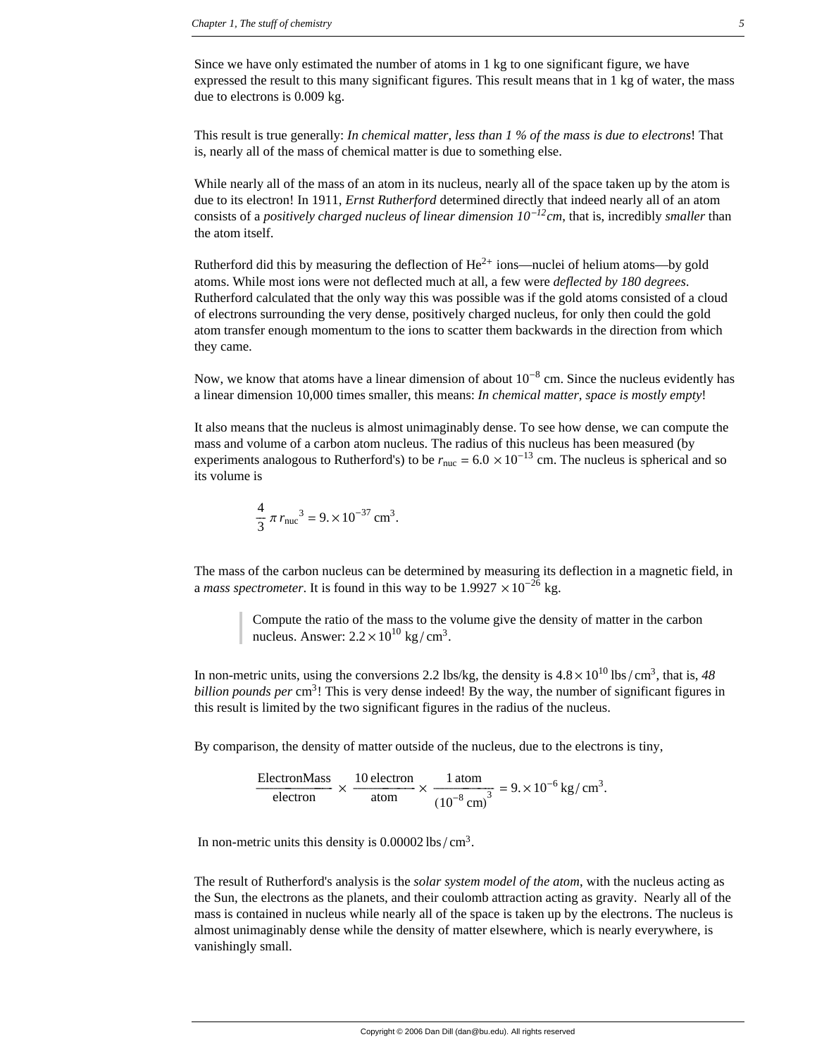Since we have only estimated the number of atoms in 1 kg to one significant figure, we have expressed the result to this many significant figures. This result means that in 1 kg of water, the mass due to electrons is 0.009 kg.

This result is true generally: *In chemical matter, less than 1 % of the mass is due to electrons*! That is, nearly all of the mass of chemical matter is due to something else.

While nearly all of the mass of an atom in its nucleus, nearly all of the space taken up by the atom is due to its electron! In 1911, *Ernst Rutherford* determined directly that indeed nearly all of an atom consists of a *positively charged nucleus of linear dimension* $10^{-12}$*cm*, that is, incredibly *smaller* than the atom itself.

Rutherford did this by measuring the deflection of $He^{2+}$ ions—nuclei of helium atoms—by gold atoms. While most ions were not deflected much at all, a few were *deflected by 180 degrees*. Rutherford calculated that the only way this was possible was if the gold atoms consisted of a cloud of electrons surrounding the very dense, positively charged nucleus, for only then could the gold atom transfer enough momentum to the ions to scatter them backwards in the direction from which they came.

Now, we know that atoms have a linear dimension of about $10^{-8}$ cm. Since the nucleus evidently has a linear dimension 10,000 times smaller, this means: *In chemical matter, space is mostly empty*!

It also means that the nucleus is almost unimaginably dense. To see how dense, we can compute the mass and volume of a carbon atom nucleus. The radius of this nucleus has been measured (by experiments analogous to Rutherford's) to be $r_{\text{nuc}} = 6.0 \times 10^{-13}$ cm. The nucleus is spherical and so its volume is

$$\frac{4}{3}\pi\, r_{\text{nuc}}{}^{3} = 9. \times 10^{-37}\ \text{cm}^{3}.$$

The mass of the carbon nucleus can be determined by measuring its deflection in a magnetic field, in a *mass spectrometer*. It is found in this way to be $1.9927 \times 10^{-26}$ kg.

> Compute the ratio of the mass to the volume give the density of matter in the carbon nucleus. Answer: $2.2 \times 10^{10}\ \text{kg}/\text{cm}^{3}$.

In non-metric units, using the conversions 2.2 lbs/kg, the density is $4.8 \times 10^{10}\ \text{lbs}/\text{cm}^{3}$, that is, *48 billion pounds per* $\text{cm}^3$! This is very dense indeed! By the way, the number of significant figures in this result is limited by the two significant figures in the radius of the nucleus.

By comparison, the density of matter outside of the nucleus, due to the electrons is tiny,

$$\frac{\text{ElectronMass}}{\text{electron}} \times \frac{10\ \text{electron}}{\text{atom}} \times \frac{1\ \text{atom}}{(10^{-8}\ \text{cm})^{3}} = 9. \times 10^{-6}\ \text{kg}/\text{cm}^{3}.$$

In non-metric units this density is $0.00002\ \text{lbs}/\text{cm}^{3}$.

The result of Rutherford's analysis is the *solar system model of the atom*, with the nucleus acting as the Sun, the electrons as the planets, and their coulomb attraction acting as gravity. Nearly all of the mass is contained in nucleus while nearly all of the space is taken up by the electrons. The nucleus is almost unimaginably dense while the density of matter elsewhere, which is nearly everywhere, is vanishingly small.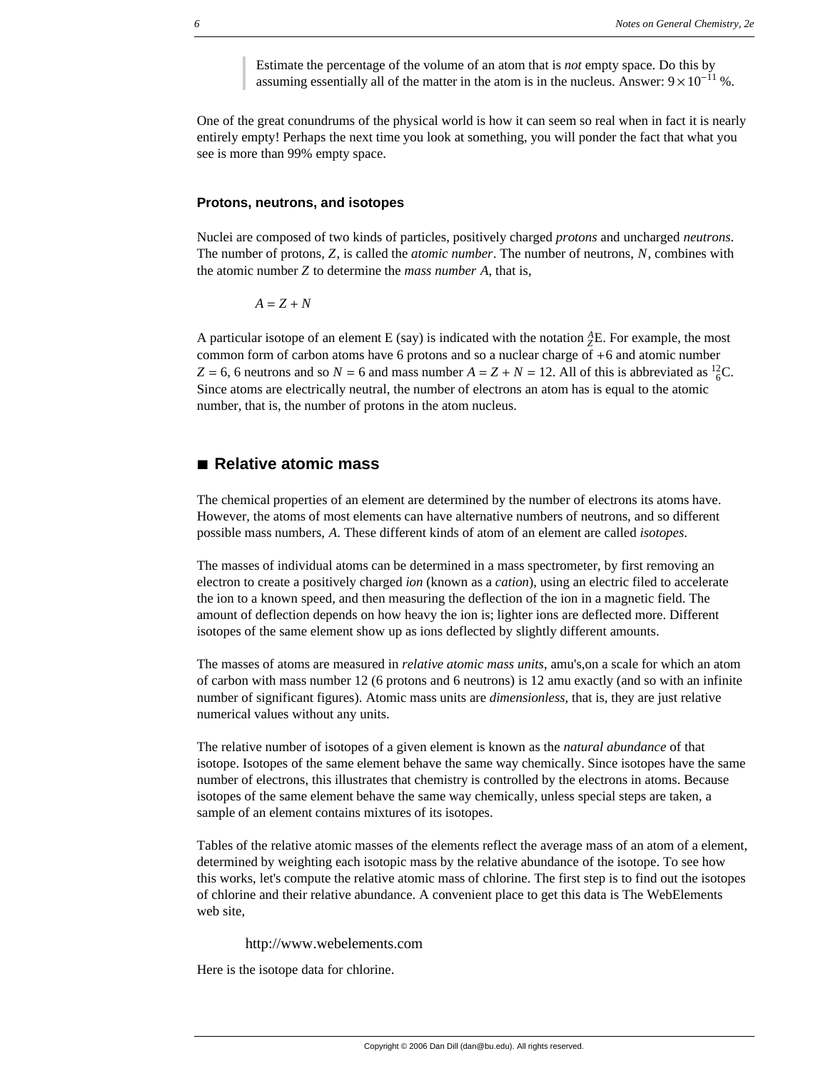> Estimate the percentage of the volume of an atom that is *not* empty space. Do this by assuming essentially all of the matter in the atom is in the nucleus. Answer: $9 \times 10^{-11}$ %.

One of the great conundrums of the physical world is how it can seem so real when in fact it is nearly entirely empty! Perhaps the next time you look at something, you will ponder the fact that what you see is more than 99% empty space.

### Protons, neutrons, and isotopes

Nuclei are composed of two kinds of particles, positively charged *protons* and uncharged *neutrons*. The number of protons, $Z$, is called the *atomic number*. The number of neutrons, $N$, combines with the atomic number $Z$ to determine the *mass number* $A$, that is,

$$A = Z + N$$

A particular isotope of an element E (say) is indicated with the notation ${}^{A}_{Z}\text{E}$. For example, the most common form of carbon atoms have 6 protons and so a nuclear charge of +6 and atomic number $Z = 6$, 6 neutrons and so $N = 6$ and mass number $A = Z + N = 12$. All of this is abbreviated as ${}^{12}_{6}\text{C}$. Since atoms are electrically neutral, the number of electrons an atom has is equal to the atomic number, that is, the number of protons in the atom nucleus.

## ■ Relative atomic mass

The chemical properties of an element are determined by the number of electrons its atoms have. However, the atoms of most elements can have alternative numbers of neutrons, and so different possible mass numbers, $A$. These different kinds of atom of an element are called *isotopes*.

The masses of individual atoms can be determined in a mass spectrometer, by first removing an electron to create a positively charged *ion* (known as a *cation*), using an electric filed to accelerate the ion to a known speed, and then measuring the deflection of the ion in a magnetic field. The amount of deflection depends on how heavy the ion is; lighter ions are deflected more. Different isotopes of the same element show up as ions deflected by slightly different amounts.

The masses of atoms are measured in *relative atomic mass units*, amu's,on a scale for which an atom of carbon with mass number 12 (6 protons and 6 neutrons) is 12 amu exactly (and so with an infinite number of significant figures). Atomic mass units are *dimensionless*, that is, they are just relative numerical values without any units.

The relative number of isotopes of a given element is known as the *natural abundance* of that isotope. Isotopes of the same element behave the same way chemically. Since isotopes have the same number of electrons, this illustrates that chemistry is controlled by the electrons in atoms. Because isotopes of the same element behave the same way chemically, unless special steps are taken, a sample of an element contains mixtures of its isotopes.

Tables of the relative atomic masses of the elements reflect the average mass of an atom of a element, determined by weighting each isotopic mass by the relative abundance of the isotope. To see how this works, let's compute the relative atomic mass of chlorine. The first step is to find out the isotopes of chlorine and their relative abundance. A convenient place to get this data is The WebElements web site,

http://www.webelements.com

Here is the isotope data for chlorine.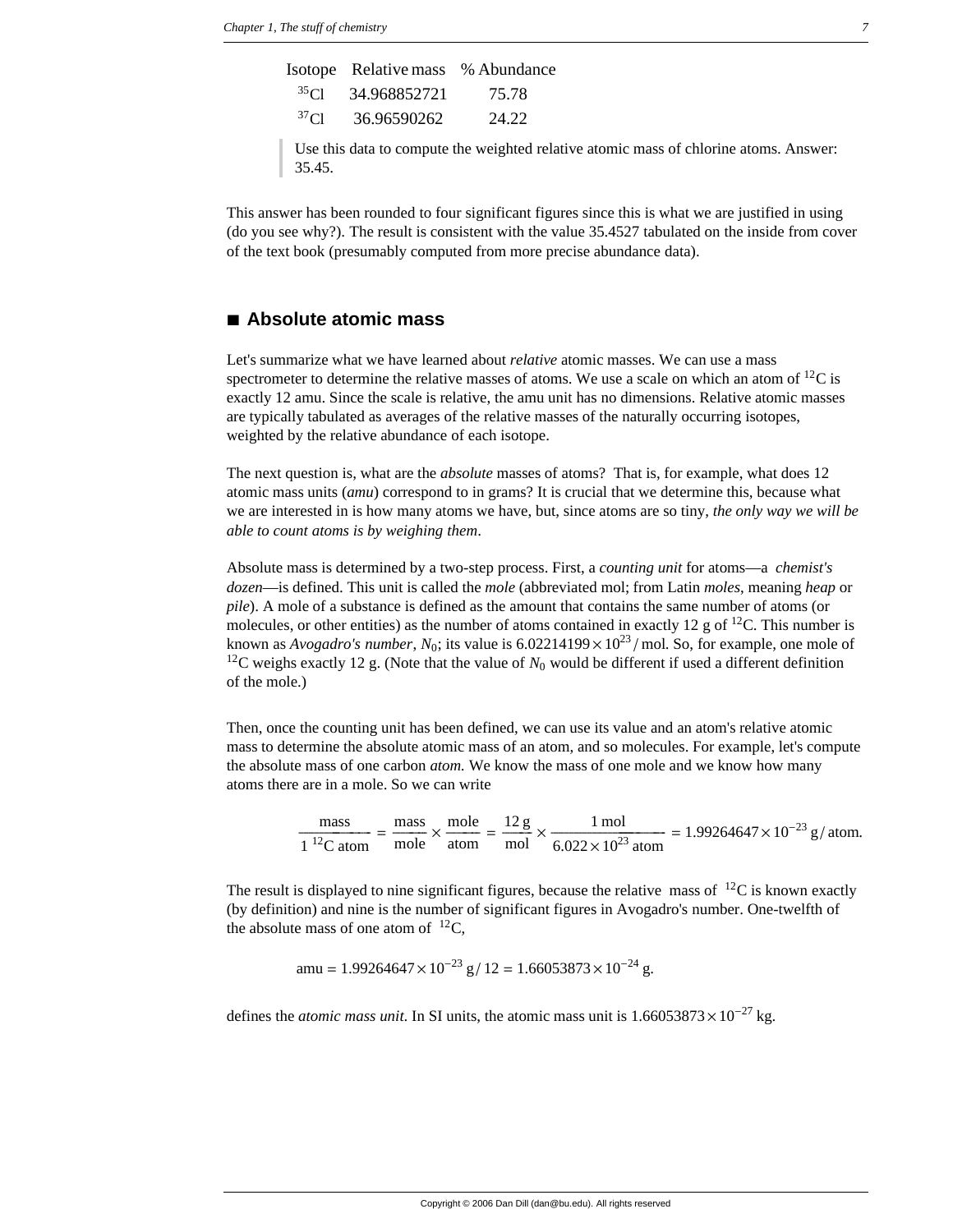| Isotope | Relative mass | % Abundance |
|---|---|---|
| $^{35}$Cl | 34.968852721 | 75.78 |
| $^{37}$Cl | 36.96590262 | 24.22 |

> Use this data to compute the weighted relative atomic mass of chlorine atoms. Answer: 35.45.

This answer has been rounded to four significant figures since this is what we are justified in using (do you see why?). The result is consistent with the value 35.4527 tabulated on the inside from cover of the text book (presumably computed from more precise abundance data).

## ■ Absolute atomic mass

Let's summarize what we have learned about *relative* atomic masses. We can use a mass spectrometer to determine the relative masses of atoms. We use a scale on which an atom of $^{12}$C is exactly 12 amu. Since the scale is relative, the amu unit has no dimensions. Relative atomic masses are typically tabulated as averages of the relative masses of the naturally occurring isotopes, weighted by the relative abundance of each isotope.

The next question is, what are the *absolute* masses of atoms? That is, for example, what does 12 atomic mass units (*amu*) correspond to in grams? It is crucial that we determine this, because what we are interested in is how many atoms we have, but, since atoms are so tiny, *the only way we will be able to count atoms is by weighing them*.

Absolute mass is determined by a two-step process. First, a *counting unit* for atoms—a *chemist's dozen*—is defined. This unit is called the *mole* (abbreviated mol; from Latin *moles*, meaning *heap* or *pile*). A mole of a substance is defined as the amount that contains the same number of atoms (or molecules, or other entities) as the number of atoms contained in exactly 12 g of $^{12}$C. This number is known as *Avogadro's number*, $N_0$; its value is $6.02214199 \times 10^{23}$ / mol. So, for example, one mole of $^{12}$C weighs exactly 12 g. (Note that the value of $N_0$ would be different if used a different definition of the mole.)

Then, once the counting unit has been defined, we can use its value and an atom's relative atomic mass to determine the absolute atomic mass of an atom, and so molecules. For example, let's compute the absolute mass of one carbon *atom.* We know the mass of one mole and we know how many atoms there are in a mole. So we can write

$$\frac{\text{mass}}{1\ ^{12}\text{C atom}} = \frac{\text{mass}}{\text{mole}} \times \frac{\text{mole}}{\text{atom}} = \frac{12\text{ g}}{\text{mol}} \times \frac{1\text{ mol}}{6.022 \times 10^{23}\text{ atom}} = 1.99264647 \times 10^{-23}\text{ g/ atom.}$$

The result is displayed to nine significant figures, because the relative mass of $^{12}$C is known exactly (by definition) and nine is the number of significant figures in Avogadro's number. One-twelfth of the absolute mass of one atom of $^{12}$C,

$$\text{amu} = 1.99264647 \times 10^{-23}\text{ g}/12 = 1.66053873 \times 10^{-24}\text{ g.}$$

defines the *atomic mass unit*. In SI units, the atomic mass unit is $1.66053873 \times 10^{-27}$ kg.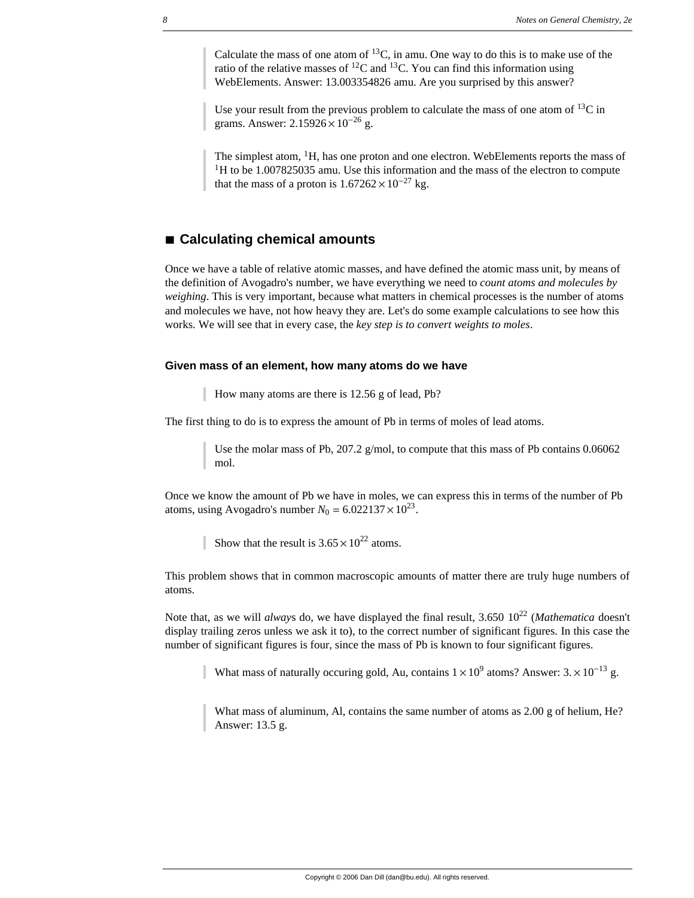> Calculate the mass of one atom of $^{13}C$, in amu. One way to do this is to make use of the ratio of the relative masses of $^{12}C$ and $^{13}C$. You can find this information using WebElements. Answer: 13.003354826 amu. Are you surprised by this answer?

> Use your result from the previous problem to calculate the mass of one atom of $^{13}C$ in grams. Answer: $2.15926 \times 10^{-26}$ g.

> The simplest atom, $^{1}H$, has one proton and one electron. WebElements reports the mass of $^{1}H$ to be 1.007825035 amu. Use this information and the mass of the electron to compute that the mass of a proton is $1.67262 \times 10^{-27}$ kg.

## ■ Calculating chemical amounts

Once we have a table of relative atomic masses, and have defined the atomic mass unit, by means of the definition of Avogadro's number, we have everything we need to *count atoms and molecules by weighing*. This is very important, because what matters in chemical processes is the number of atoms and molecules we have, not how heavy they are. Let's do some example calculations to see how this works. We will see that in every case, the *key step is to convert weights to moles*.

### Given mass of an element, how many atoms do we have

> How many atoms are there is 12.56 g of lead, Pb?

The first thing to do is to express the amount of Pb in terms of moles of lead atoms.

> Use the molar mass of Pb, 207.2 g/mol, to compute that this mass of Pb contains 0.06062 mol.

Once we know the amount of Pb we have in moles, we can express this in terms of the number of Pb atoms, using Avogadro's number $N_0 = 6.022137 \times 10^{23}$.

> Show that the result is $3.65 \times 10^{22}$ atoms.

This problem shows that in common macroscopic amounts of matter there are truly huge numbers of atoms.

Note that, as we will *always* do, we have displayed the final result, $3.650\ 10^{22}$ (*Mathematica* doesn't display trailing zeros unless we ask it to), to the correct number of significant figures. In this case the number of significant figures is four, since the mass of Pb is known to four significant figures.

> What mass of naturally occuring gold, Au, contains $1 \times 10^{9}$ atoms? Answer: $3. \times 10^{-13}$ g.

> What mass of aluminum, Al, contains the same number of atoms as 2.00 g of helium, He? Answer: 13.5 g.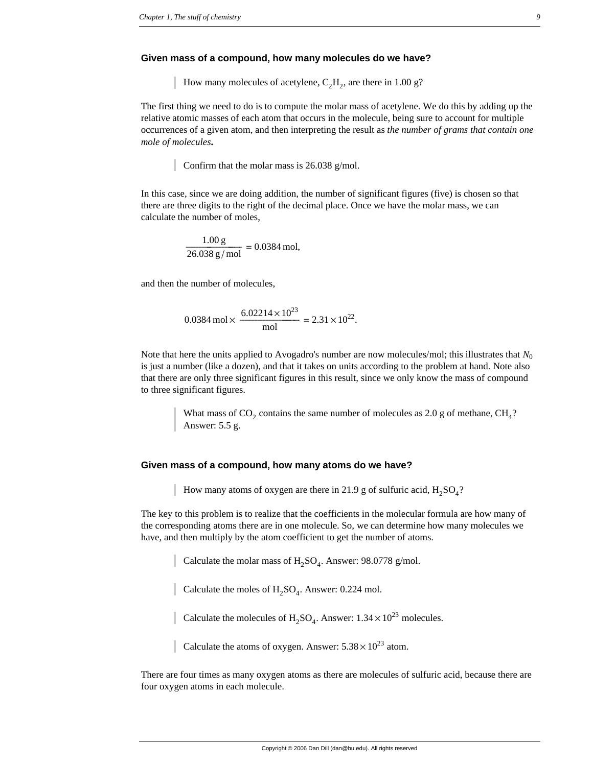### Given mass of a compound, how many molecules do we have?

> How many molecules of acetylene, $C_2H_2$, are there in 1.00 g?

The first thing we need to do is to compute the molar mass of acetylene. We do this by adding up the relative atomic masses of each atom that occurs in the molecule, being sure to account for multiple occurrences of a given atom, and then interpreting the result as *the number of grams that contain one mole of molecules***.**

> Confirm that the molar mass is 26.038 g/mol.

In this case, since we are doing addition, the number of significant figures (five) is chosen so that there are three digits to the right of the decimal place. Once we have the molar mass, we can calculate the number of moles,

$$\frac{1.00\,\text{g}}{26.038\,\text{g}/\text{mol}} = 0.0384\,\text{mol},$$

and then the number of molecules,

$$0.0384\,\text{mol} \times \frac{6.02214 \times 10^{23}}{\text{mol}} = 2.31 \times 10^{22}.$$

Note that here the units applied to Avogadro's number are now molecules/mol; this illustrates that $N_0$ is just a number (like a dozen), and that it takes on units according to the problem at hand. Note also that there are only three significant figures in this result, since we only know the mass of compound to three significant figures.

> What mass of $CO_2$ contains the same number of molecules as 2.0 g of methane, $CH_4$? Answer: 5.5 g.

### Given mass of a compound, how many atoms do we have?

> How many atoms of oxygen are there in 21.9 g of sulfuric acid, $H_2SO_4$?

The key to this problem is to realize that the coefficients in the molecular formula are how many of the corresponding atoms there are in one molecule. So, we can determine how many molecules we have, and then multiply by the atom coefficient to get the number of atoms.

> Calculate the molar mass of $H_2SO_4$. Answer: 98.0778 g/mol.

> Calculate the moles of $H_2SO_4$. Answer: 0.224 mol.

> Calculate the molecules of $H_2SO_4$. Answer: $1.34 \times 10^{23}$ molecules.

> Calculate the atoms of oxygen. Answer: $5.38 \times 10^{23}$ atom.

There are four times as many oxygen atoms as there are molecules of sulfuric acid, because there are four oxygen atoms in each molecule.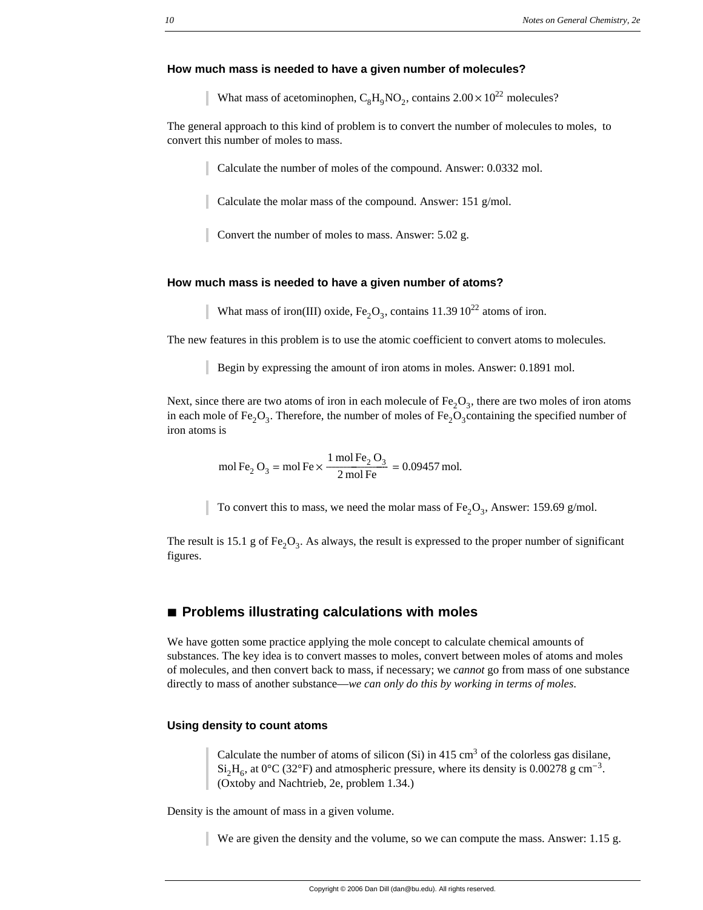### How much mass is needed to have a given number of molecules?

> What mass of acetominophen, $C_8H_9NO_2$, contains $2.00 \times 10^{22}$ molecules?

The general approach to this kind of problem is to convert the number of molecules to moles, to convert this number of moles to mass.

> Calculate the number of moles of the compound. Answer: 0.0332 mol.

> Calculate the molar mass of the compound. Answer: 151 g/mol.

> Convert the number of moles to mass. Answer: 5.02 g.

### How much mass is needed to have a given number of atoms?

> What mass of iron(III) oxide, $Fe_2O_3$, contains 11.39 $10^{22}$ atoms of iron.

The new features in this problem is to use the atomic coefficient to convert atoms to molecules.

> Begin by expressing the amount of iron atoms in moles. Answer: 0.1891 mol.

Next, since there are two atoms of iron in each molecule of $Fe_2O_3$, there are two moles of iron atoms in each mole of $Fe_2O_3$. Therefore, the number of moles of $Fe_2O_3$containing the specified number of iron atoms is

$$\text{mol}\,Fe_2\,O_3 = \text{mol}\,Fe \times \frac{1\,\text{mol}\,Fe_2\,O_3}{2\,\text{mol}\,Fe} = 0.09457\,\text{mol}.$$

> To convert this to mass, we need the molar mass of $Fe_2O_3$, Answer: 159.69 g/mol.

The result is 15.1 g of $Fe_2O_3$. As always, the result is expressed to the proper number of significant figures.

## ■ Problems illustrating calculations with moles

We have gotten some practice applying the mole concept to calculate chemical amounts of substances. The key idea is to convert masses to moles, convert between moles of atoms and moles of molecules, and then convert back to mass, if necessary; we *cannot* go from mass of one substance directly to mass of another substance—*we can only do this by working in terms of moles*.

### Using density to count atoms

> Calculate the number of atoms of silicon (Si) in 415 $cm^3$ of the colorless gas disilane, $Si_2H_6$, at 0°C (32°F) and atmospheric pressure, where its density is 0.00278 g $cm^{-3}$. (Oxtoby and Nachtrieb, 2e, problem 1.34.)

Density is the amount of mass in a given volume.

> We are given the density and the volume, so we can compute the mass. Answer: 1.15 g.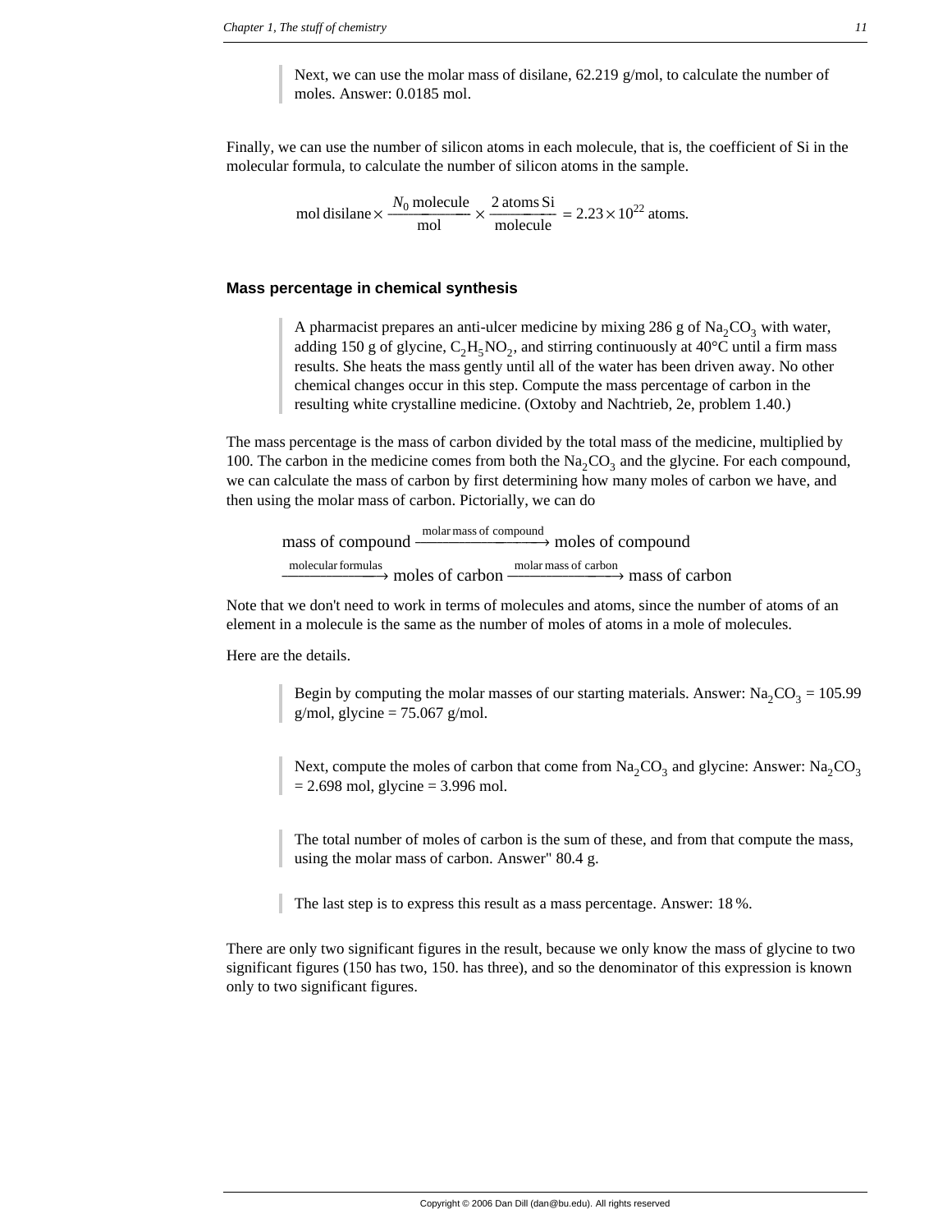> Next, we can use the molar mass of disilane, 62.219 g/mol, to calculate the number of moles. Answer: 0.0185 mol.

Finally, we can use the number of silicon atoms in each molecule, that is, the coefficient of Si in the molecular formula, to calculate the number of silicon atoms in the sample.

$$\text{mol disilane} \times \frac{N_0 \text{ molecule}}{\text{mol}} \times \frac{2 \text{ atoms Si}}{\text{molecule}} = 2.23 \times 10^{22} \text{ atoms.}$$

### Mass percentage in chemical synthesis

> A pharmacist prepares an anti-ulcer medicine by mixing 286 g of $Na_2CO_3$ with water, adding 150 g of glycine, $C_2H_5NO_2$, and stirring continuously at 40°C until a firm mass results. She heats the mass gently until all of the water has been driven away. No other chemical changes occur in this step. Compute the mass percentage of carbon in the resulting white crystalline medicine. (Oxtoby and Nachtrieb, 2e, problem 1.40.)

The mass percentage is the mass of carbon divided by the total mass of the medicine, multiplied by 100. The carbon in the medicine comes from both the $Na_2CO_3$ and the glycine. For each compound, we can calculate the mass of carbon by first determining how many moles of carbon we have, and then using the molar mass of carbon. Pictorially, we can do

$$\text{mass of compound} \xrightarrow{\text{molar mass of compound}} \text{moles of compound}$$
$$\xrightarrow{\text{molecular formulas}} \text{moles of carbon} \xrightarrow{\text{molar mass of carbon}} \text{mass of carbon}$$

Note that we don't need to work in terms of molecules and atoms, since the number of atoms of an element in a molecule is the same as the number of moles of atoms in a mole of molecules.

Here are the details.

> Begin by computing the molar masses of our starting materials. Answer: $Na_2CO_3$ = 105.99 g/mol, glycine = 75.067 g/mol.

> Next, compute the moles of carbon that come from $Na_2CO_3$ and glycine: Answer: $Na_2CO_3$ = 2.698 mol, glycine = 3.996 mol.

> The total number of moles of carbon is the sum of these, and from that compute the mass, using the molar mass of carbon. Answer" 80.4 g.

> The last step is to express this result as a mass percentage. Answer: 18 %.

There are only two significant figures in the result, because we only know the mass of glycine to two significant figures (150 has two, 150. has three), and so the denominator of this expression is known only to two significant figures.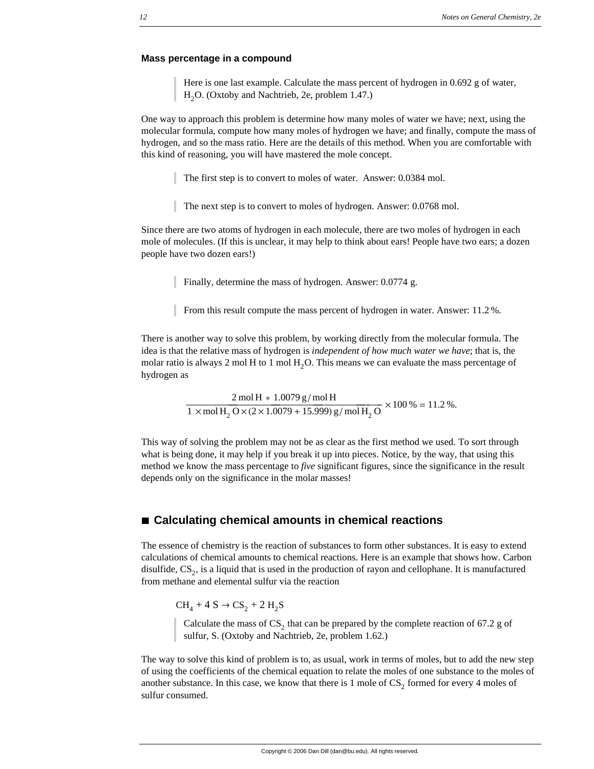### Mass percentage in a compound

> Here is one last example. Calculate the mass percent of hydrogen in 0.692 g of water, $H_2O$. (Oxtoby and Nachtrieb, 2e, problem 1.47.)

One way to approach this problem is determine how many moles of water we have; next, using the molecular formula, compute how many moles of hydrogen we have; and finally, compute the mass of hydrogen, and so the mass ratio. Here are the details of this method. When you are comfortable with this kind of reasoning, you will have mastered the mole concept.

> The first step is to convert to moles of water. Answer: 0.0384 mol.

> The next step is to convert to moles of hydrogen. Answer: 0.0768 mol.

Since there are two atoms of hydrogen in each molecule, there are two moles of hydrogen in each mole of molecules. (If this is unclear, it may help to think about ears! People have two ears; a dozen people have two dozen ears!)

> Finally, determine the mass of hydrogen. Answer: 0.0774 g.

> From this result compute the mass percent of hydrogen in water. Answer: 11.2 %.

There is another way to solve this problem, by working directly from the molecular formula. The idea is that the relative mass of hydrogen is *independent of how much water we have*; that is, the molar ratio is always 2 mol H to 1 mol $H_2O$. This means we can evaluate the mass percentage of hydrogen as

$$\frac{2\text{ mol H} * 1.0079\text{ g/mol H}}{1 \times \text{mol H}_2\text{O} \times (2 \times 1.0079 + 15.999)\text{ g/mol H}_2\text{O}} \times 100\,\% = 11.2\,\%.$$

This way of solving the problem may not be as clear as the first method we used. To sort through what is being done, it may help if you break it up into pieces. Notice, by the way, that using this method we know the mass percentage to *five* significant figures, since the significance in the result depends only on the significance in the molar masses!

## ■ Calculating chemical amounts in chemical reactions

The essence of chemistry is the reaction of substances to form other substances. It is easy to extend calculations of chemical amounts to chemical reactions. Here is an example that shows how. Carbon disulfide, $CS_2$, is a liquid that is used in the production of rayon and cellophane. It is manufactured from methane and elemental sulfur via the reaction

$$CH_4 + 4\,S \rightarrow CS_2 + 2\,H_2S$$

> Calculate the mass of $CS_2$ that can be prepared by the complete reaction of 67.2 g of sulfur, S. (Oxtoby and Nachtrieb, 2e, problem 1.62.)

The way to solve this kind of problem is to, as usual, work in terms of moles, but to add the new step of using the coefficients of the chemical equation to relate the moles of one substance to the moles of another substance. In this case, we know that there is 1 mole of $CS_2$ formed for every 4 moles of sulfur consumed.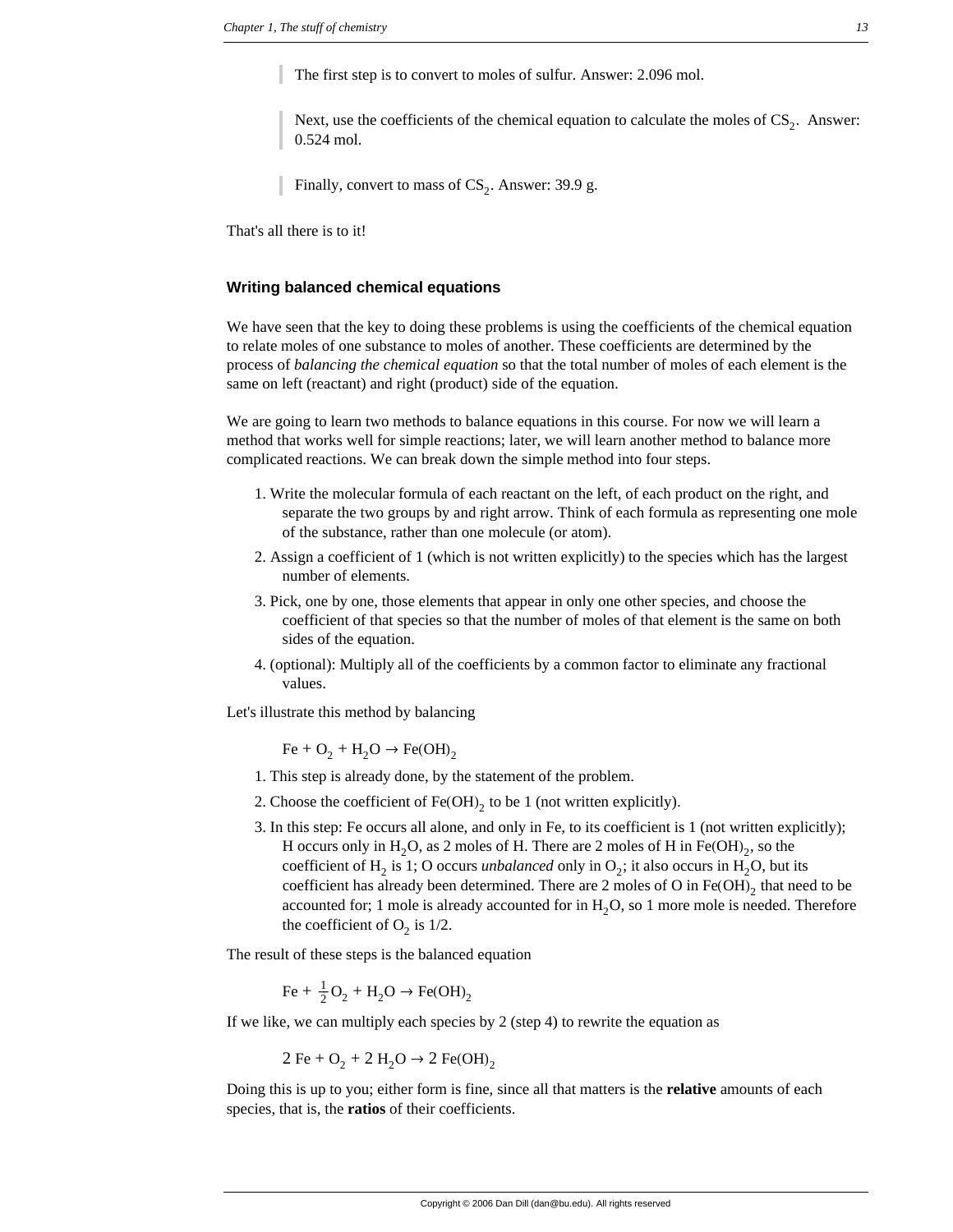> The first step is to convert to moles of sulfur. Answer: 2.096 mol.

> Next, use the coefficients of the chemical equation to calculate the moles of $CS_2$. Answer: 0.524 mol.

> Finally, convert to mass of $CS_2$. Answer: 39.9 g.

That's all there is to it!

### Writing balanced chemical equations

We have seen that the key to doing these problems is using the coefficients of the chemical equation to relate moles of one substance to moles of another. These coefficients are determined by the process of *balancing the chemical equation* so that the total number of moles of each element is the same on left (reactant) and right (product) side of the equation.

We are going to learn two methods to balance equations in this course. For now we will learn a method that works well for simple reactions; later, we will learn another method to balance more complicated reactions. We can break down the simple method into four steps.

1. Write the molecular formula of each reactant on the left, of each product on the right, and separate the two groups by and right arrow. Think of each formula as representing one mole of the substance, rather than one molecule (or atom).
2. Assign a coefficient of 1 (which is not written explicitly) to the species which has the largest number of elements.
3. Pick, one by one, those elements that appear in only one other species, and choose the coefficient of that species so that the number of moles of that element is the same on both sides of the equation.
4. (optional): Multiply all of the coefficients by a common factor to eliminate any fractional values.

Let's illustrate this method by balancing

$$Fe + O_2 + H_2O \rightarrow Fe(OH)_2$$

1. This step is already done, by the statement of the problem.
2. Choose the coefficient of $Fe(OH)_2$ to be 1 (not written explicitly).
3. In this step: Fe occurs all alone, and only in Fe, to its coefficient is 1 (not written explicitly); H occurs only in $H_2O$, as 2 moles of H. There are 2 moles of H in $Fe(OH)_2$, so the coefficient of $H_2$ is 1; O occurs *unbalanced* only in $O_2$; it also occurs in $H_2O$, but its coefficient has already been determined. There are 2 moles of O in $Fe(OH)_2$ that need to be accounted for; 1 mole is already accounted for in $H_2O$, so 1 more mole is needed. Therefore the coefficient of $O_2$ is 1/2.

The result of these steps is the balanced equation

$$Fe + \frac{1}{2} O_2 + H_2O \rightarrow Fe(OH)_2$$

If we like, we can multiply each species by 2 (step 4) to rewrite the equation as

$$2\ Fe + O_2 + 2\ H_2O \rightarrow 2\ Fe(OH)_2$$

Doing this is up to you; either form is fine, since all that matters is the **relative** amounts of each species, that is, the **ratios** of their coefficients.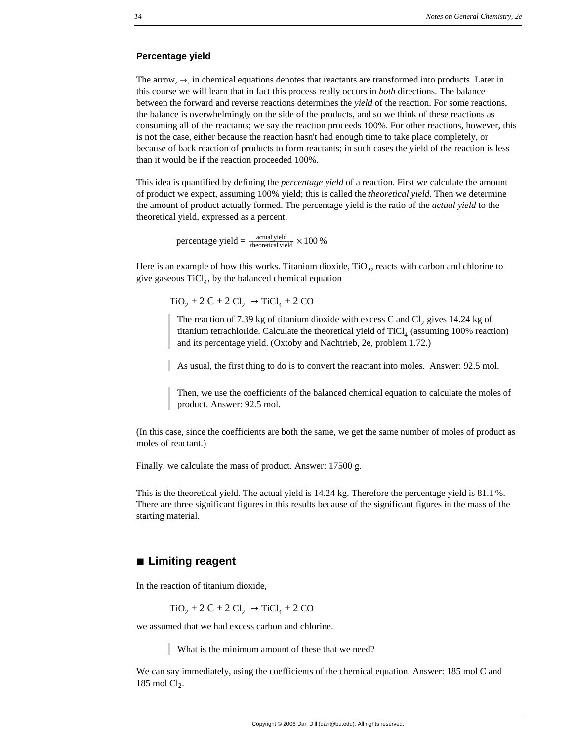### Percentage yield

The arrow, →, in chemical equations denotes that reactants are transformed into products. Later in this course we will learn that in fact this process really occurs in *both* directions. The balance between the forward and reverse reactions determines the *yield* of the reaction. For some reactions, the balance is overwhelmingly on the side of the products, and so we think of these reactions as consuming all of the reactants; we say the reaction proceeds 100%. For other reactions, however, this is not the case, either because the reaction hasn't had enough time to take place completely, or because of back reaction of products to form reactants; in such cases the yield of the reaction is less than it would be if the reaction proceeded 100%.

This idea is quantified by defining the *percentage yield* of a reaction. First we calculate the amount of product we expect, assuming 100% yield; this is called the *theoretical yield*. Then we determine the amount of product actually formed. The percentage yield is the ratio of the *actual yield* to the theoretical yield, expressed as a percent.

$$\text{percentage yield} = \frac{\text{actual yield}}{\text{theoretical yield}} \times 100\,\%$$

Here is an example of how this works. Titanium dioxide, $TiO_2$, reacts with carbon and chlorine to give gaseous $TiCl_4$, by the balanced chemical equation

$$TiO_2 + 2\,C + 2\,Cl_2 \rightarrow TiCl_4 + 2\,CO$$

> The reaction of 7.39 kg of titanium dioxide with excess C and $Cl_2$ gives 14.24 kg of titanium tetrachloride. Calculate the theoretical yield of $TiCl_4$ (assuming 100% reaction) and its percentage yield. (Oxtoby and Nachtrieb, 2e, problem 1.72.)

> As usual, the first thing to do is to convert the reactant into moles. Answer: 92.5 mol.

> Then, we use the coefficients of the balanced chemical equation to calculate the moles of product. Answer: 92.5 mol.

(In this case, since the coefficients are both the same, we get the same number of moles of product as moles of reactant.)

Finally, we calculate the mass of product. Answer: 17500 g.

This is the theoretical yield. The actual yield is 14.24 kg. Therefore the percentage yield is 81.1 %. There are three significant figures in this results because of the significant figures in the mass of the starting material.

## ■ Limiting reagent

In the reaction of titanium dioxide,

$$TiO_2 + 2\,C + 2\,Cl_2 \rightarrow TiCl_4 + 2\,CO$$

we assumed that we had excess carbon and chlorine.

> What is the minimum amount of these that we need?

We can say immediately, using the coefficients of the chemical equation. Answer: 185 mol C and 185 mol $Cl_2$.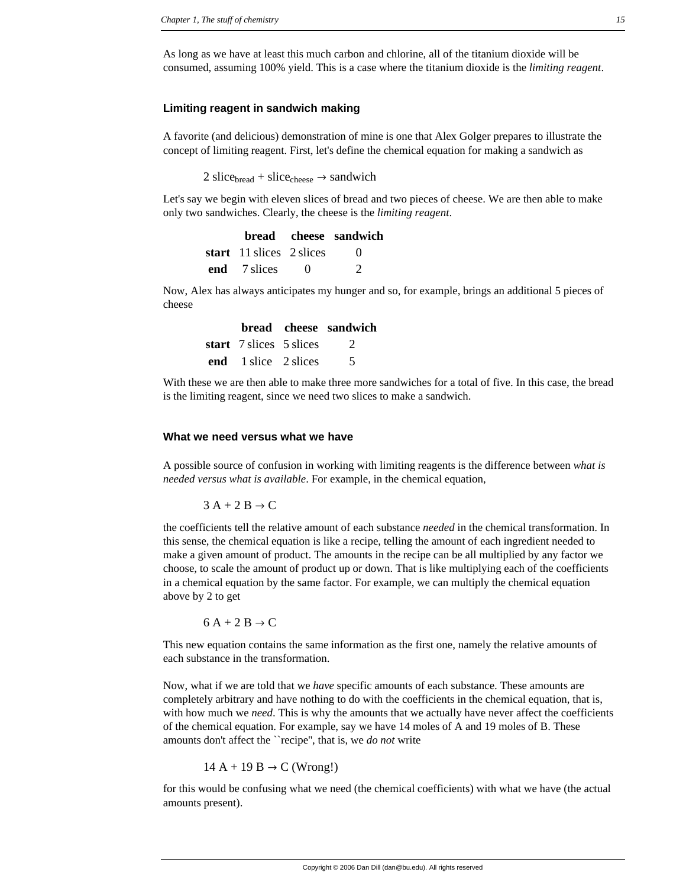As long as we have at least this much carbon and chlorine, all of the titanium dioxide will be consumed, assuming 100% yield. This is a case where the titanium dioxide is the *limiting reagent*.

### Limiting reagent in sandwich making

A favorite (and delicious) demonstration of mine is one that Alex Golger prepares to illustrate the concept of limiting reagent. First, let's define the chemical equation for making a sandwich as

$$2\ \text{slice}_{\text{bread}} + \text{slice}_{\text{cheese}} \rightarrow \text{sandwich}$$

Let's say we begin with eleven slices of bread and two pieces of cheese. We are then able to make only two sandwiches. Clearly, the cheese is the *limiting reagent*.

| | **bread** | **cheese** | **sandwich** |
|---|---|---|---|
| **start** | 11 slices | 2 slices | 0 |
| **end** | 7 slices | 0 | 2 |

Now, Alex has always anticipates my hunger and so, for example, brings an additional 5 pieces of cheese

| | **bread** | **cheese** | **sandwich** |
|---|---|---|---|
| **start** | 7 slices | 5 slices | 2 |
| **end** | 1 slice | 2 slices | 5 |

With these we are then able to make three more sandwiches for a total of five. In this case, the bread is the limiting reagent, since we need two slices to make a sandwich.

### What we need versus what we have

A possible source of confusion in working with limiting reagents is the difference between *what is needed versus what is available*. For example, in the chemical equation,

$$3\ A + 2\ B \rightarrow C$$

the coefficients tell the relative amount of each substance *needed* in the chemical transformation. In this sense, the chemical equation is like a recipe, telling the amount of each ingredient needed to make a given amount of product. The amounts in the recipe can be all multiplied by any factor we choose, to scale the amount of product up or down. That is like multiplying each of the coefficients in a chemical equation by the same factor. For example, we can multiply the chemical equation above by 2 to get

$$6\ A + 2\ B \rightarrow C$$

This new equation contains the same information as the first one, namely the relative amounts of each substance in the transformation.

Now, what if we are told that we *have* specific amounts of each substance. These amounts are completely arbitrary and have nothing to do with the coefficients in the chemical equation, that is, with how much we *need*. This is why the amounts that we actually have never affect the coefficients of the chemical equation. For example, say we have 14 moles of A and 19 moles of B. These amounts don't affect the ``recipe'', that is, we *do not* write

$$14\ A + 19\ B \rightarrow C \text{ (Wrong!)}$$

for this would be confusing what we need (the chemical coefficients) with what we have (the actual amounts present).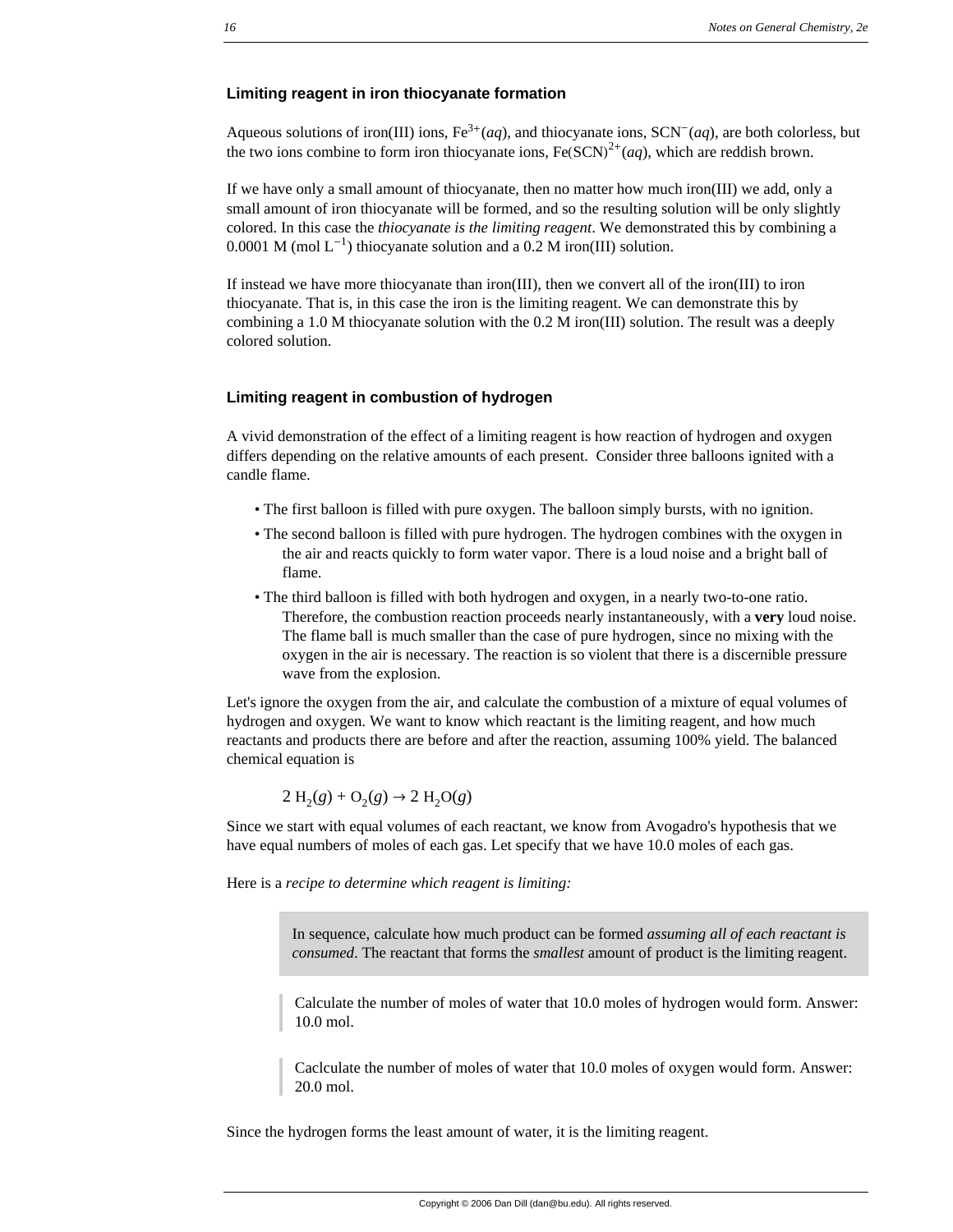### Limiting reagent in iron thiocyanate formation

Aqueous solutions of iron(III) ions, $Fe^{3+}(aq)$, and thiocyanate ions, $SCN^{-}(aq)$, are both colorless, but the two ions combine to form iron thiocyanate ions, $Fe(SCN)^{2+}(aq)$, which are reddish brown.

If we have only a small amount of thiocyanate, then no matter how much iron(III) we add, only a small amount of iron thiocyanate will be formed, and so the resulting solution will be only slightly colored. In this case the *thiocyanate is the limiting reagent*. We demonstrated this by combining a 0.0001 M (mol $L^{-1}$) thiocyanate solution and a 0.2 M iron(III) solution.

If instead we have more thiocyanate than iron(III), then we convert all of the iron(III) to iron thiocyanate. That is, in this case the iron is the limiting reagent. We can demonstrate this by combining a 1.0 M thiocyanate solution with the 0.2 M iron(III) solution. The result was a deeply colored solution.

### Limiting reagent in combustion of hydrogen

A vivid demonstration of the effect of a limiting reagent is how reaction of hydrogen and oxygen differs depending on the relative amounts of each present. Consider three balloons ignited with a candle flame.

- The first balloon is filled with pure oxygen. The balloon simply bursts, with no ignition.
- The second balloon is filled with pure hydrogen. The hydrogen combines with the oxygen in the air and reacts quickly to form water vapor. There is a loud noise and a bright ball of flame.
- The third balloon is filled with both hydrogen and oxygen, in a nearly two-to-one ratio. Therefore, the combustion reaction proceeds nearly instantaneously, with a **very** loud noise. The flame ball is much smaller than the case of pure hydrogen, since no mixing with the oxygen in the air is necessary. The reaction is so violent that there is a discernible pressure wave from the explosion.

Let's ignore the oxygen from the air, and calculate the combustion of a mixture of equal volumes of hydrogen and oxygen. We want to know which reactant is the limiting reagent, and how much reactants and products there are before and after the reaction, assuming 100% yield. The balanced chemical equation is

$$2\ H_2(g) + O_2(g) \rightarrow 2\ H_2O(g)$$

Since we start with equal volumes of each reactant, we know from Avogadro's hypothesis that we have equal numbers of moles of each gas. Let specify that we have 10.0 moles of each gas.

Here is a *recipe to determine which reagent is limiting:*

> In sequence, calculate how much product can be formed *assuming all of each reactant is consumed*. The reactant that forms the *smallest* amount of product is the limiting reagent.

> Calculate the number of moles of water that 10.0 moles of hydrogen would form. Answer: 10.0 mol.

> Caclculate the number of moles of water that 10.0 moles of oxygen would form. Answer: 20.0 mol.

Since the hydrogen forms the least amount of water, it is the limiting reagent.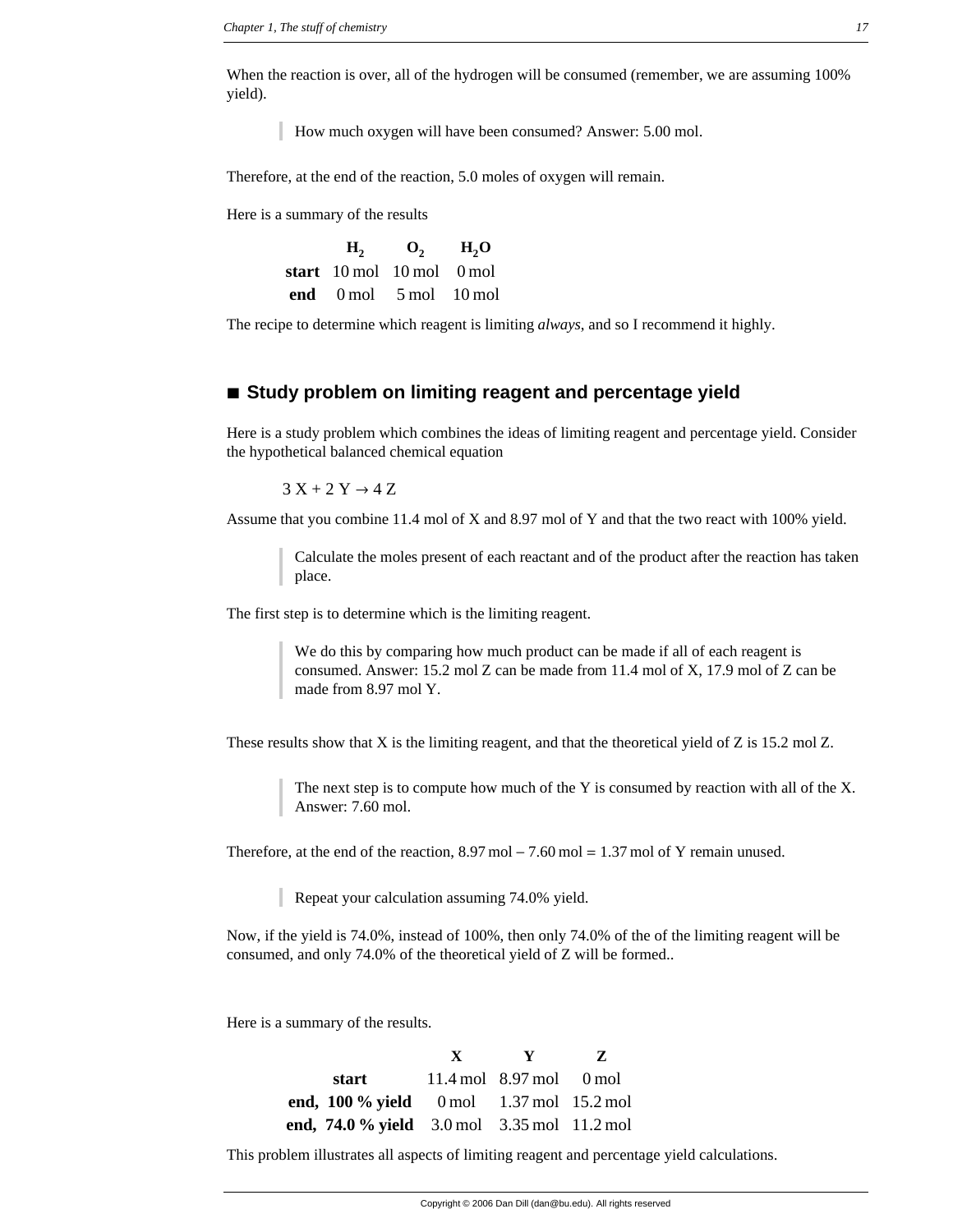When the reaction is over, all of the hydrogen will be consumed (remember, we are assuming 100% yield).

> How much oxygen will have been consumed? Answer: 5.00 mol.

Therefore, at the end of the reaction, 5.0 moles of oxygen will remain.

Here is a summary of the results

| | $H_2$ | $O_2$ | $H_2O$ |
|---|---|---|---|
| **start** | 10 mol | 10 mol | 0 mol |
| **end** | 0 mol | 5 mol | 10 mol |

The recipe to determine which reagent is limiting *always*, and so I recommend it highly.

## ■ Study problem on limiting reagent and percentage yield

Here is a study problem which combines the ideas of limiting reagent and percentage yield. Consider the hypothetical balanced chemical equation

$$3\ X + 2\ Y \rightarrow 4\ Z$$

Assume that you combine 11.4 mol of X and 8.97 mol of Y and that the two react with 100% yield.

> Calculate the moles present of each reactant and of the product after the reaction has taken place.

The first step is to determine which is the limiting reagent.

> We do this by comparing how much product can be made if all of each reagent is consumed. Answer: 15.2 mol Z can be made from 11.4 mol of X, 17.9 mol of Z can be made from 8.97 mol Y.

These results show that X is the limiting reagent, and that the theoretical yield of Z is 15.2 mol Z.

> The next step is to compute how much of the Y is consumed by reaction with all of the X. Answer: 7.60 mol.

Therefore, at the end of the reaction, 8.97 mol − 7.60 mol = 1.37 mol of Y remain unused.

> Repeat your calculation assuming 74.0% yield.

Now, if the yield is 74.0%, instead of 100%, then only 74.0% of the of the of the limiting reagent will be consumed, and only 74.0% of the theoretical yield of Z will be formed..

Here is a summary of the results.

| | X | Y | Z |
|---|---|---|---|
| **start** | 11.4 mol | 8.97 mol | 0 mol |
| **end, 100 % yield** | 0 mol | 1.37 mol | 15.2 mol |
| **end, 74.0 % yield** | 3.0 mol | 3.35 mol | 11.2 mol |

This problem illustrates all aspects of limiting reagent and percentage yield calculations.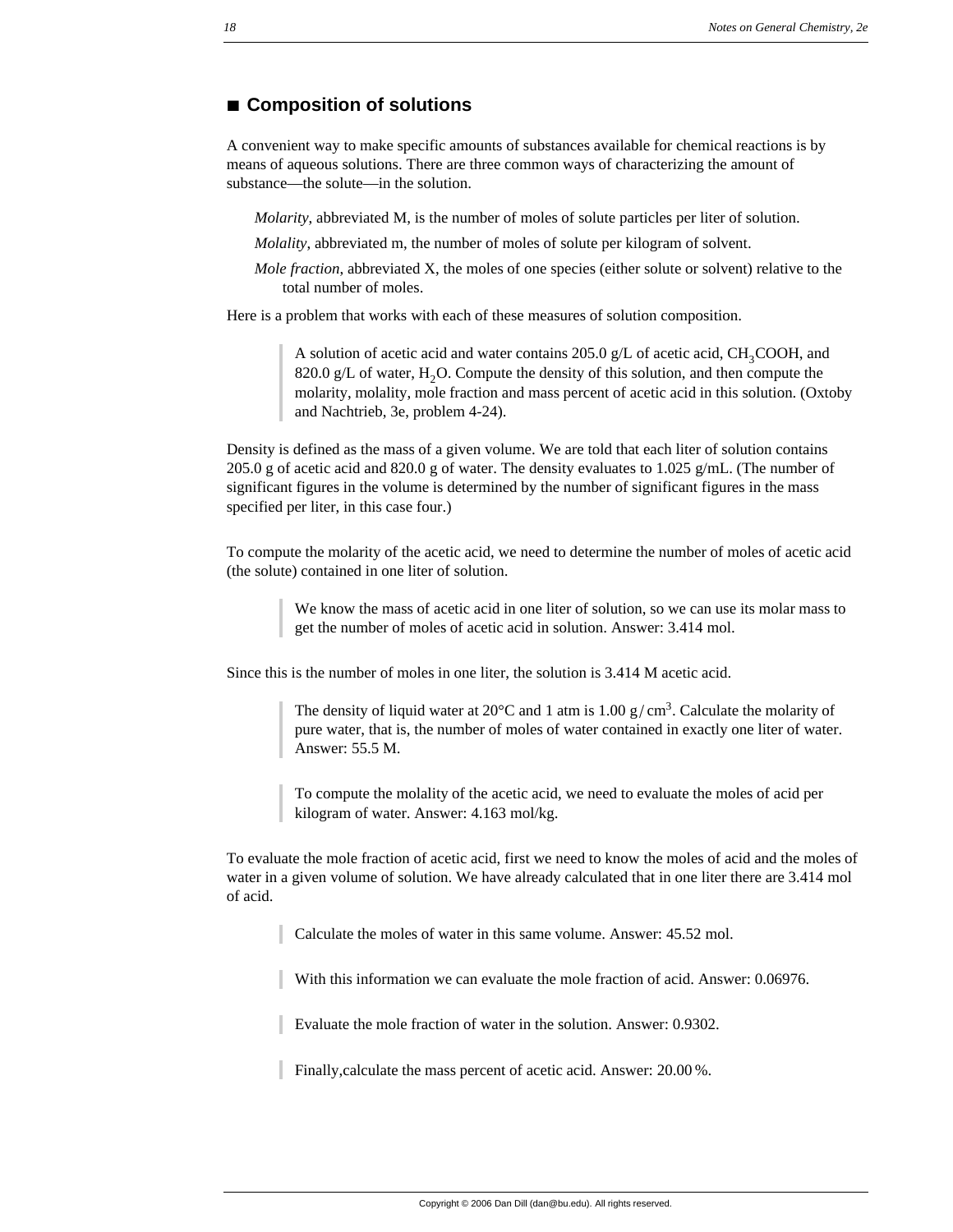## ■ Composition of solutions

A convenient way to make specific amounts of substances available for chemical reactions is by means of aqueous solutions. There are three common ways of characterizing the amount of substance—the solute—in the solution.

*Molarity*, abbreviated M, is the number of moles of solute particles per liter of solution.

*Molality*, abbreviated m, the number of moles of solute per kilogram of solvent.

*Mole fraction*, abbreviated X, the moles of one species (either solute or solvent) relative to the total number of moles.

Here is a problem that works with each of these measures of solution composition.

> A solution of acetic acid and water contains 205.0 g/L of acetic acid, $CH_3COOH$, and 820.0 g/L of water, $H_2O$. Compute the density of this solution, and then compute the molarity, molality, mole fraction and mass percent of acetic acid in this solution. (Oxtoby and Nachtrieb, 3e, problem 4-24).

Density is defined as the mass of a given volume. We are told that each liter of solution contains 205.0 g of acetic acid and 820.0 g of water. The density evaluates to 1.025 g/mL. (The number of significant figures in the volume is determined by the number of significant figures in the mass specified per liter, in this case four.)

To compute the molarity of the acetic acid, we need to determine the number of moles of acetic acid (the solute) contained in one liter of solution.

> We know the mass of acetic acid in one liter of solution, so we can use its molar mass to get the number of moles of acetic acid in solution. Answer: 3.414 mol.

Since this is the number of moles in one liter, the solution is 3.414 M acetic acid.

> The density of liquid water at 20°C and 1 atm is $1.00\ \mathrm{g/cm^3}$. Calculate the molarity of pure water, that is, the number of moles of water contained in exactly one liter of water. Answer: 55.5 M.

> To compute the molality of the acetic acid, we need to evaluate the moles of acid per kilogram of water. Answer: 4.163 mol/kg.

To evaluate the mole fraction of acetic acid, first we need to know the moles of acid and the moles of water in a given volume of solution. We have already calculated that in one liter there are 3.414 mol of acid.

> Calculate the moles of water in this same volume. Answer: 45.52 mol.

> With this information we can evaluate the mole fraction of acid. Answer: 0.06976.

> Evaluate the mole fraction of water in the solution. Answer: 0.9302.

> Finally,calculate the mass percent of acetic acid. Answer: 20.00 %.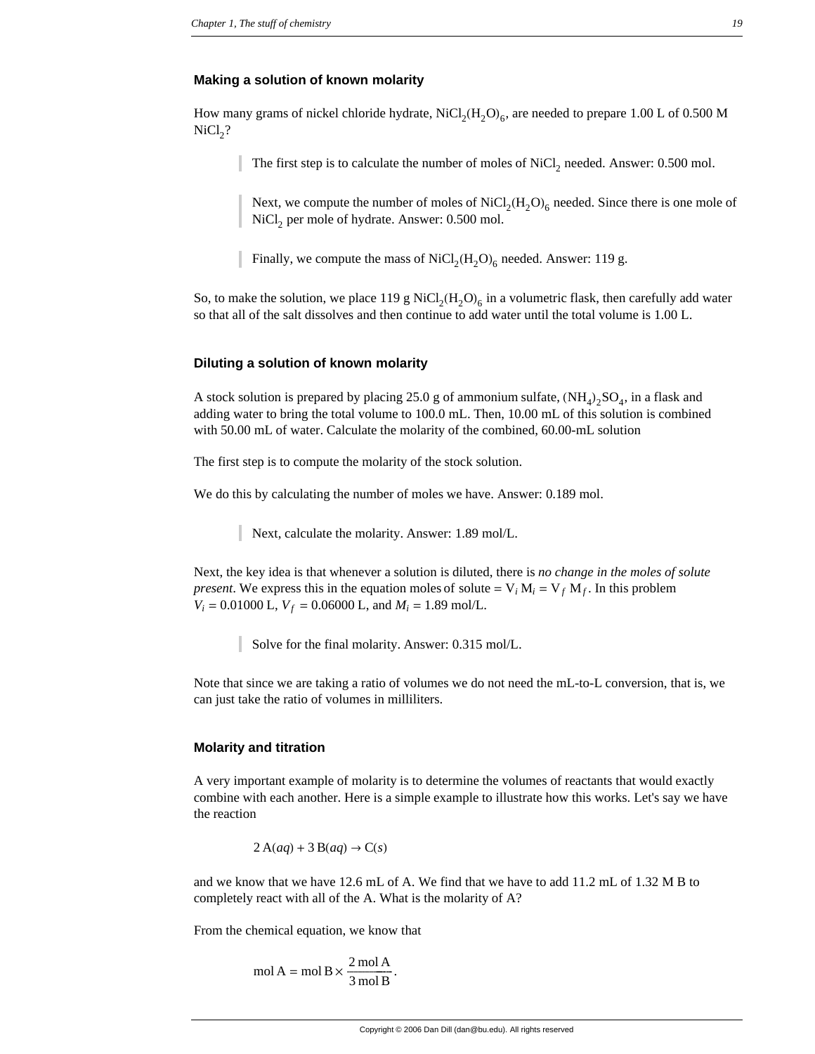### Making a solution of known molarity

How many grams of nickel chloride hydrate, $NiCl_2(H_2O)_6$, are needed to prepare 1.00 L of 0.500 M $NiCl_2$?

> The first step is to calculate the number of moles of $NiCl_2$ needed. Answer: 0.500 mol.

> Next, we compute the number of moles of $NiCl_2(H_2O)_6$ needed. Since there is one mole of $NiCl_2$ per mole of hydrate. Answer: 0.500 mol.

> Finally, we compute the mass of $NiCl_2(H_2O)_6$ needed. Answer: 119 g.

So, to make the solution, we place 119 g $NiCl_2(H_2O)_6$ in a volumetric flask, then carefully add water so that all of the salt dissolves and then continue to add water until the total volume is 1.00 L.

### Diluting a solution of known molarity

A stock solution is prepared by placing 25.0 g of ammonium sulfate, $(NH_4)_2SO_4$, in a flask and adding water to bring the total volume to 100.0 mL. Then, 10.00 mL of this solution is combined with 50.00 mL of water. Calculate the molarity of the combined, 60.00-mL solution

The first step is to compute the molarity of the stock solution.

We do this by calculating the number of moles we have. Answer: 0.189 mol.

> Next, calculate the molarity. Answer: 1.89 mol/L.

Next, the key idea is that whenever a solution is diluted, there is *no change in the moles of solute present*. We express this in the equation moles of solute = $V_i M_i = V_f M_f$. In this problem $V_i = 0.01000$ L, $V_f = 0.06000$ L, and $M_i = 1.89$ mol/L.

> Solve for the final molarity. Answer: 0.315 mol/L.

Note that since we are taking a ratio of volumes we do not need the mL-to-L conversion, that is, we can just take the ratio of volumes in milliliters.

### Molarity and titration

A very important example of molarity is to determine the volumes of reactants that would exactly combine with each another. Here is a simple example to illustrate how this works. Let's say we have the reaction

$$2\,A(aq) + 3\,B(aq) \rightarrow C(s)$$

and we know that we have 12.6 mL of A. We find that we have to add 11.2 mL of 1.32 M B to completely react with all of the A. What is the molarity of A?

From the chemical equation, we know that

$$\text{mol A} = \text{mol B} \times \frac{2\text{ mol A}}{3\text{ mol B}}.$$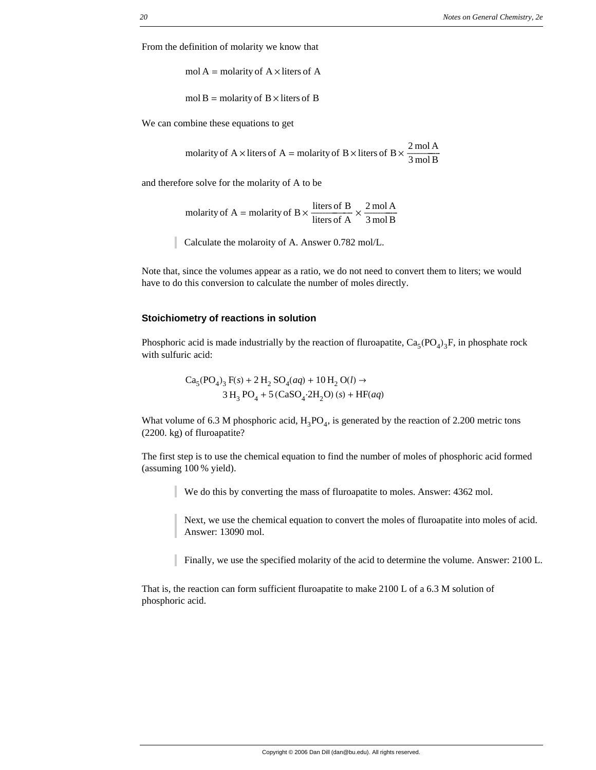From the definition of molarity we know that

$$\text{mol A} = \text{molarity of A} \times \text{liters of A}$$

$$\text{mol B} = \text{molarity of B} \times \text{liters of B}$$

We can combine these equations to get

$$\text{molarity of A} \times \text{liters of A} = \text{molarity of B} \times \text{liters of B} \times \frac{2\text{ mol A}}{3\text{ mol B}}$$

and therefore solve for the molarity of A to be

$$\text{molarity of A} = \text{molarity of B} \times \frac{\text{liters of B}}{\text{liters of A}} \times \frac{2\text{ mol A}}{3\text{ mol B}}$$

> Calculate the molaroity of A. Answer 0.782 mol/L.

Note that, since the volumes appear as a ratio, we do not need to convert them to liters; we would have to do this conversion to calculate the number of moles directly.

### Stoichiometry of reactions in solution

Phosphoric acid is made industrially by the reaction of fluroapatite, $Ca_5(PO_4)_3F$, in phosphate rock with sulfuric acid:

$$Ca_5(PO_4)_3F(s) + 2\,H_2SO_4(aq) + 10\,H_2O(l) \rightarrow$$
$$3\,H_3PO_4 + 5\,(CaSO_4{\cdot}2H_2O)\,(s) + HF(aq)$$

What volume of 6.3 M phosphoric acid, $H_3PO_4$, is generated by the reaction of 2.200 metric tons (2200. kg) of fluroapatite?

The first step is to use the chemical equation to find the number of moles of phosphoric acid formed (assuming 100 % yield).

> We do this by converting the mass of fluroapatite to moles. Answer: 4362 mol.

> Next, we use the chemical equation to convert the moles of fluroapatite into moles of acid. Answer: 13090 mol.

> Finally, we use the specified molarity of the acid to determine the volume. Answer: 2100 L.

That is, the reaction can form sufficient fluroapatite to make 2100 L of a 6.3 M solution of phosphoric acid.